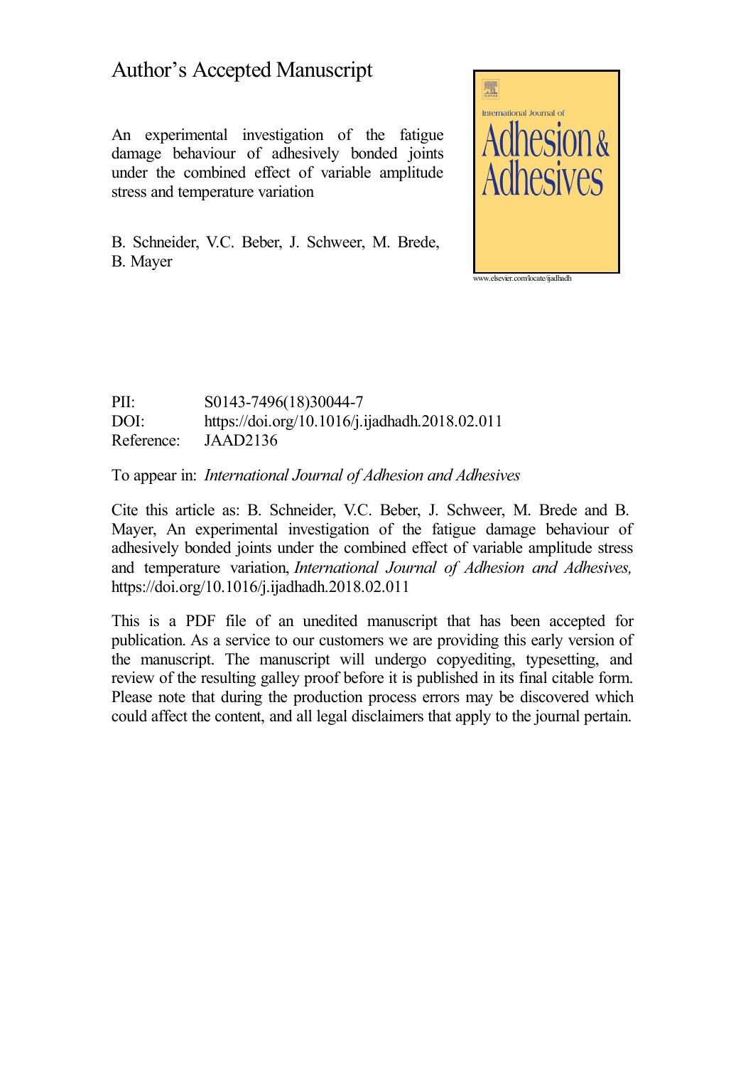# Author's Accepted Manuscript

An experimental investigation of the fatigue damage behaviour of adhesively bonded joints under the combined effect of variable amplitude stress and temperature variation

B. Schneider, V.C. Beber, J. Schweer, M. Brede, B. Mayer

www.elsevier.com/locate/ijadhadh

PII: S0143-7496(18)30044-7
DOI: https://doi.org/10.1016/j.ijadhadh.2018.02.011
Reference: JAAD2136

To appear in: *International Journal of Adhesion and Adhesives*

Cite this article as: B. Schneider, V.C. Beber, J. Schweer, M. Brede and B. Mayer, An experimental investigation of the fatigue damage behaviour of adhesively bonded joints under the combined effect of variable amplitude stress and temperature variation, *International Journal of Adhesion and Adhesives,* https://doi.org/10.1016/j.ijadhadh.2018.02.011

This is a PDF file of an unedited manuscript that has been accepted for publication. As a service to our customers we are providing this early version of the manuscript. The manuscript will undergo copyediting, typesetting, and review of the resulting galley proof before it is published in its final citable form. Please note that during the production process errors may be discovered which could affect the content, and all legal disclaimers that apply to the journal pertain.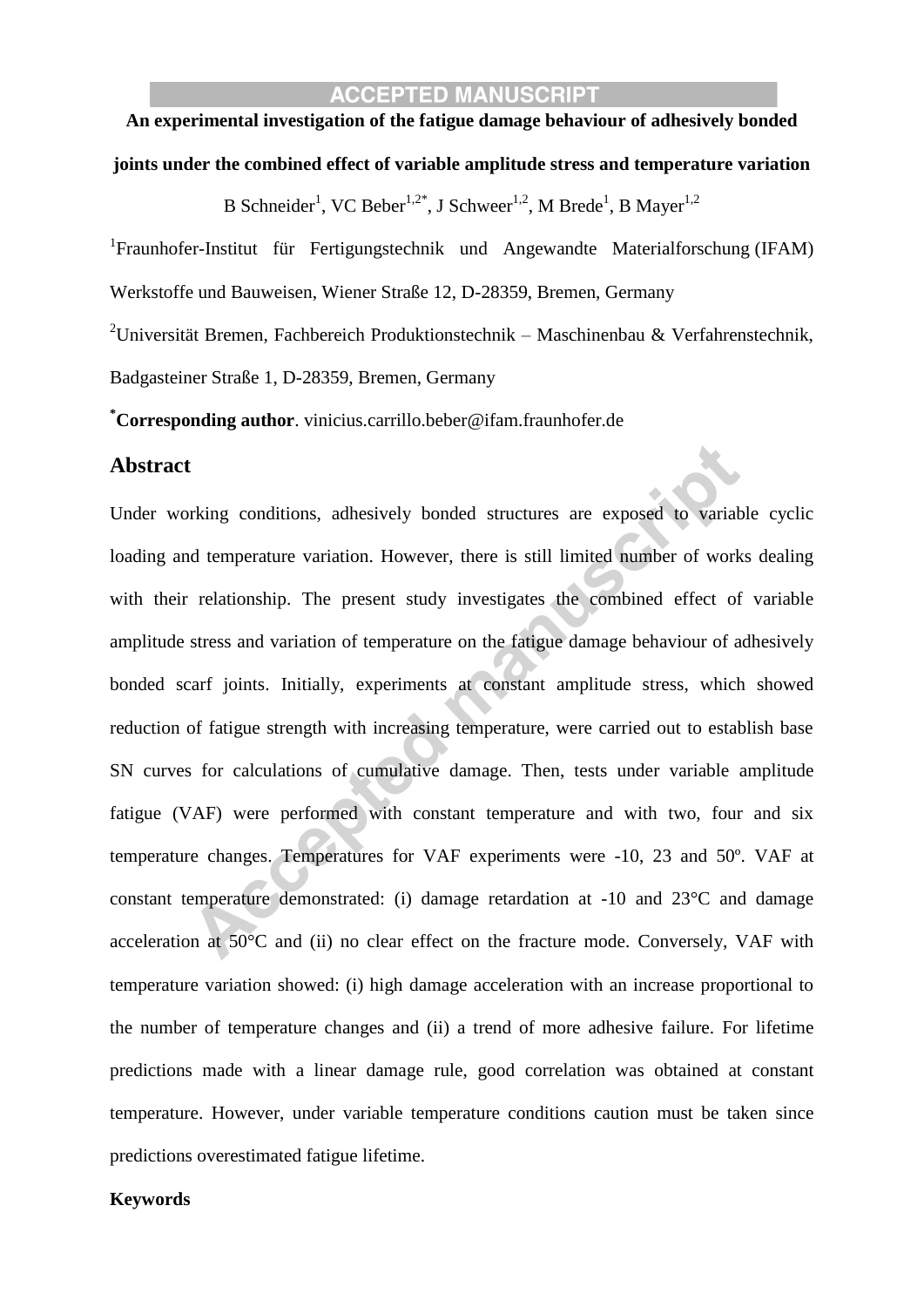**An experimental investigation of the fatigue damage behaviour of adhesively bonded joints under the combined effect of variable amplitude stress and temperature variation**

B Schneider[1], VC Beber[1,2*], J Schweer[1,2], M Brede[1], B Mayer[1,2]

[1]Fraunhofer-Institut für Fertigungstechnik und Angewandte Materialforschung (IFAM) Werkstoffe und Bauweisen, Wiener Straße 12, D-28359, Bremen, Germany

[2]Universität Bremen, Fachbereich Produktionstechnik – Maschinenbau & Verfahrenstechnik, Badgasteiner Straße 1, D-28359, Bremen, Germany

[*]**Corresponding author**. vinicius.carrillo.beber@ifam.fraunhofer.de

## Abstract

Under working conditions, adhesively bonded structures are exposed to variable cyclic loading and temperature variation. However, there is still limited number of works dealing with their relationship. The present study investigates the combined effect of variable amplitude stress and variation of temperature on the fatigue damage behaviour of adhesively bonded scarf joints. Initially, experiments at constant amplitude stress, which showed reduction of fatigue strength with increasing temperature, were carried out to establish base SN curves for calculations of cumulative damage. Then, tests under variable amplitude fatigue (VAF) were performed with constant temperature and with two, four and six temperature changes. Temperatures for VAF experiments were -10, 23 and 50º. VAF at constant temperature demonstrated: (i) damage retardation at -10 and 23°C and damage acceleration at 50°C and (ii) no clear effect on the fracture mode. Conversely, VAF with temperature variation showed: (i) high damage acceleration with an increase proportional to the number of temperature changes and (ii) a trend of more adhesive failure. For lifetime predictions made with a linear damage rule, good correlation was obtained at constant temperature. However, under variable temperature conditions caution must be taken since predictions overestimated fatigue lifetime.

**Keywords**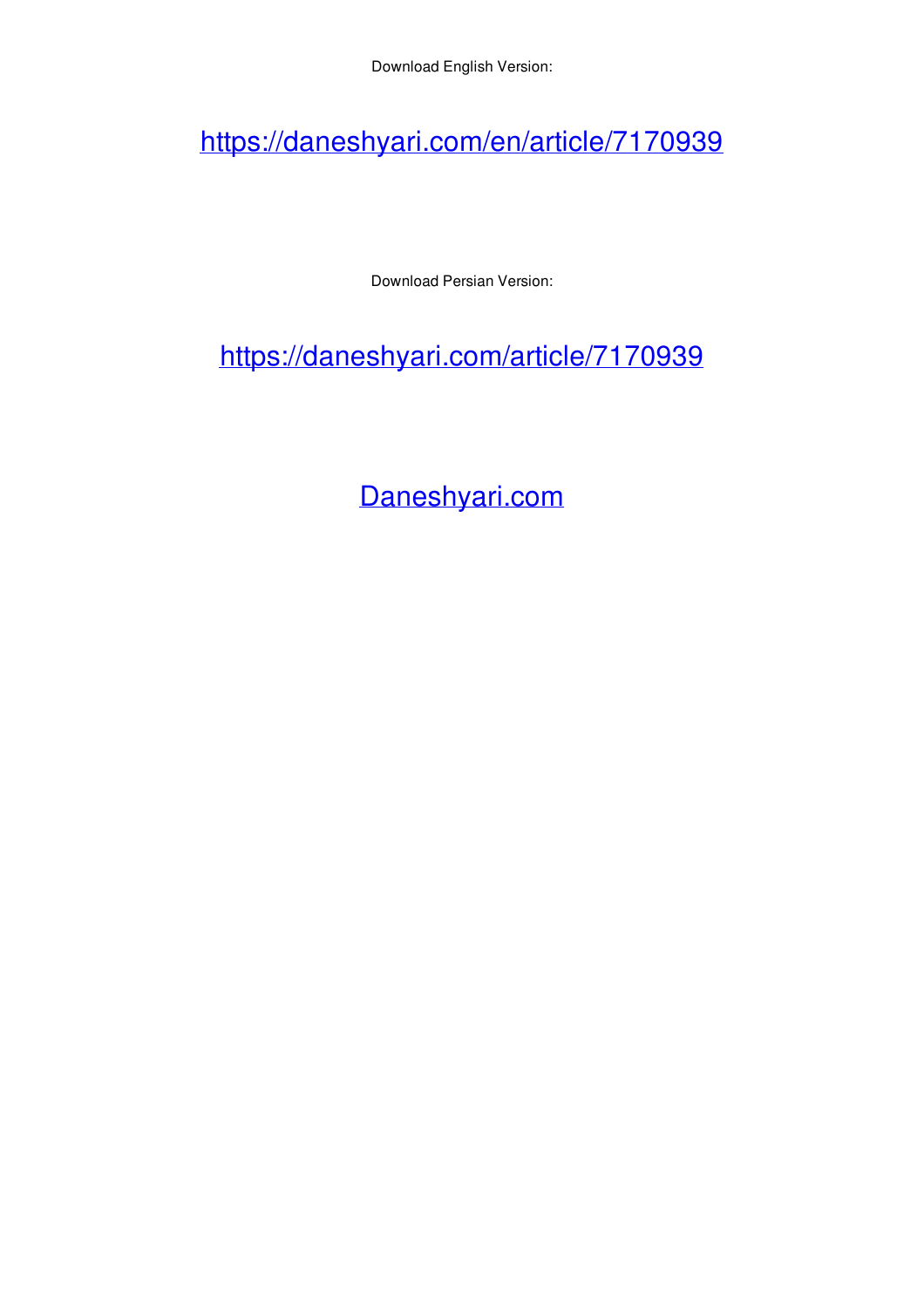Download English Version:

https://daneshyari.com/en/article/7170939

Download Persian Version:

https://daneshyari.com/article/7170939

Daneshyari.com